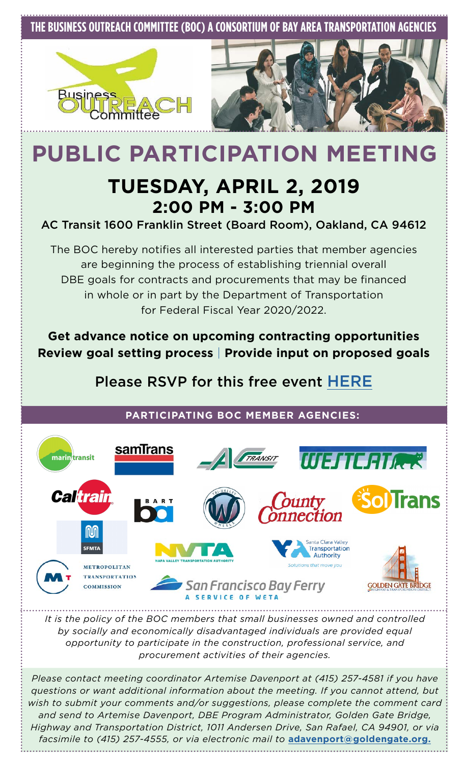THE BUSINESS OUTREACH COMMITTEE (BOC) A CONSORTIUM OF BAY AREA TRANSPORTATION AGENCIES

# PUBLIC PARTICIPATION MEETING

## TUESDAY, APRIL 2, 2019
## 2:00 PM - 3:00 PM

AC Transit 1600 Franklin Street (Board Room), Oakland, CA 94612

The BOC hereby notifies all interested parties that member agencies are beginning the process of establishing triennial overall DBE goals for contracts and procurements that may be financed in whole or in part by the Department of Transportation for Federal Fiscal Year 2020/2022.

**Get advance notice on upcoming contracting opportunities**
**Review goal setting process** | **Provide input on proposed goals**

Please RSVP for this free event HERE

**PARTICIPATING BOC MEMBER AGENCIES:**

- Marin Transit
- samTrans
- AC Transit
- WestCAT
- Caltrain
- BART
- Tri Valley Wheels
- County Connection
- SolTrans
- SFMTA
- Napa Valley Transportation Authority (NVTA)
- Santa Clara Valley Transportation Authority
- Metropolitan Transportation Commission
- San Francisco Bay Ferry – A Service of WETA
- Golden Gate Bridge Highway & Transportation District

*It is the policy of the BOC members that small businesses owned and controlled by socially and economically disadvantaged individuals are provided equal opportunity to participate in the construction, professional service, and procurement activities of their agencies.*

*Please contact meeting coordinator Artemise Davenport at (415) 257-4581 if you have questions or want additional information about the meeting. If you cannot attend, but wish to submit your comments and/or suggestions, please complete the comment card and send to Artemise Davenport, DBE Program Administrator, Golden Gate Bridge, Highway and Transportation District, 1011 Andersen Drive, San Rafael, CA 94901, or via facsimile to (415) 257-4555, or via electronic mail to* **adavenport@goldengate.org.**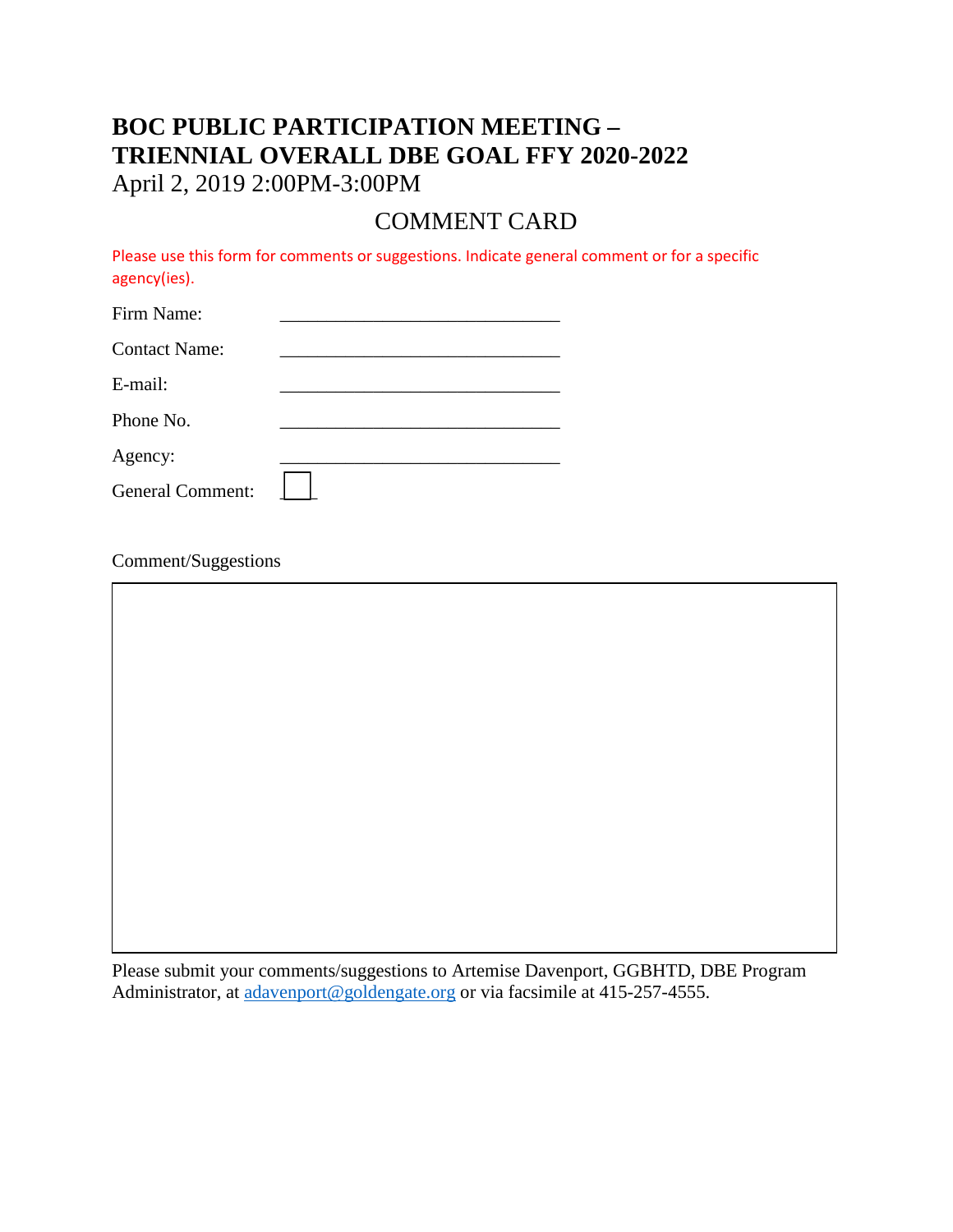# BOC PUBLIC PARTICIPATION MEETING – TRIENNIAL OVERALL DBE GOAL FFY 2020-2022

April 2, 2019 2:00PM-3:00PM

## COMMENT CARD

Please use this form for comments or suggestions. Indicate general comment or for a specific agency(ies).

Firm Name: ______________________________

Contact Name: ______________________________

E-mail: ______________________________

Phone No. ______________________________

Agency: ______________________________

General Comment: ☐

Comment/Suggestions

Please submit your comments/suggestions to Artemise Davenport, GGBHTD, DBE Program Administrator, at adavenport@goldengate.org or via facsimile at 415-257-4555.